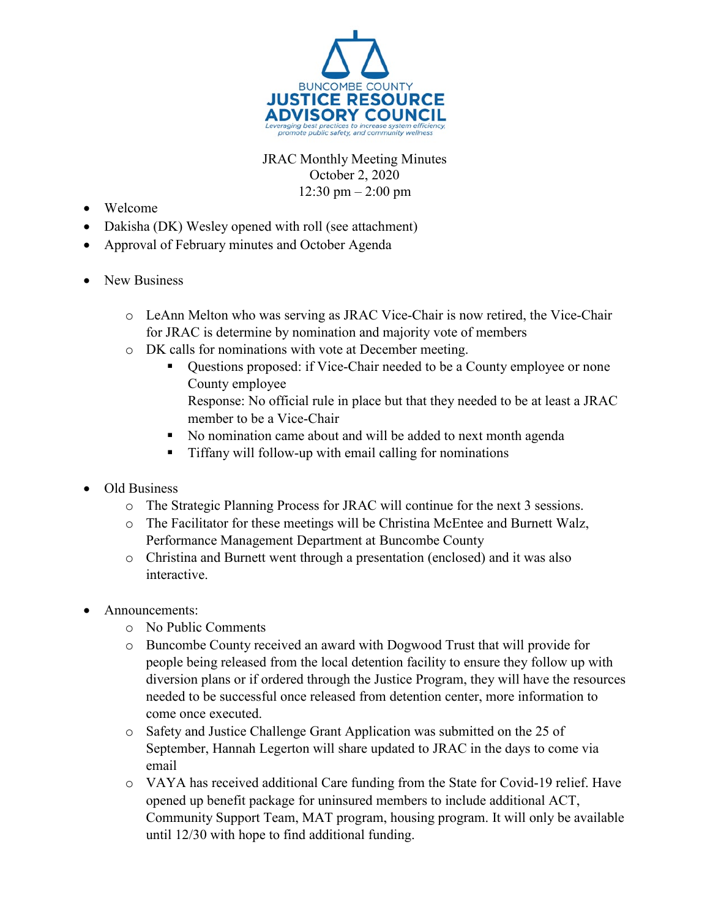BUNCOMBE COUNTY
**JUSTICE RESOURCE ADVISORY COUNCIL**
*Leveraging best practices to increase system efficiency, promote public safety, and community wellness*

JRAC Monthly Meeting Minutes
October 2, 2020
12:30 pm – 2:00 pm

- Welcome
- Dakisha (DK) Wesley opened with roll (see attachment)
- Approval of February minutes and October Agenda

- New Business
  - LeAnn Melton who was serving as JRAC Vice-Chair is now retired, the Vice-Chair for JRAC is determine by nomination and majority vote of members
  - DK calls for nominations with vote at December meeting.
    - Questions proposed: if Vice-Chair needed to be a County employee or none County employee
      Response: No official rule in place but that they needed to be at least a JRAC member to be a Vice-Chair
    - No nomination came about and will be added to next month agenda
    - Tiffany will follow-up with email calling for nominations

- Old Business
  - The Strategic Planning Process for JRAC will continue for the next 3 sessions.
  - The Facilitator for these meetings will be Christina McEntee and Burnett Walz, Performance Management Department at Buncombe County
  - Christina and Burnett went through a presentation (enclosed) and it was also interactive.

- Announcements:
  - No Public Comments
  - Buncombe County received an award with Dogwood Trust that will provide for people being released from the local detention facility to ensure they follow up with diversion plans or if ordered through the Justice Program, they will have the resources needed to be successful once released from detention center, more information to come once executed.
  - Safety and Justice Challenge Grant Application was submitted on the 25 of September, Hannah Legerton will share updated to JRAC in the days to come via email
  - VAYA has received additional Care funding from the State for Covid-19 relief. Have opened up benefit package for uninsured members to include additional ACT, Community Support Team, MAT program, housing program. It will only be available until 12/30 with hope to find additional funding.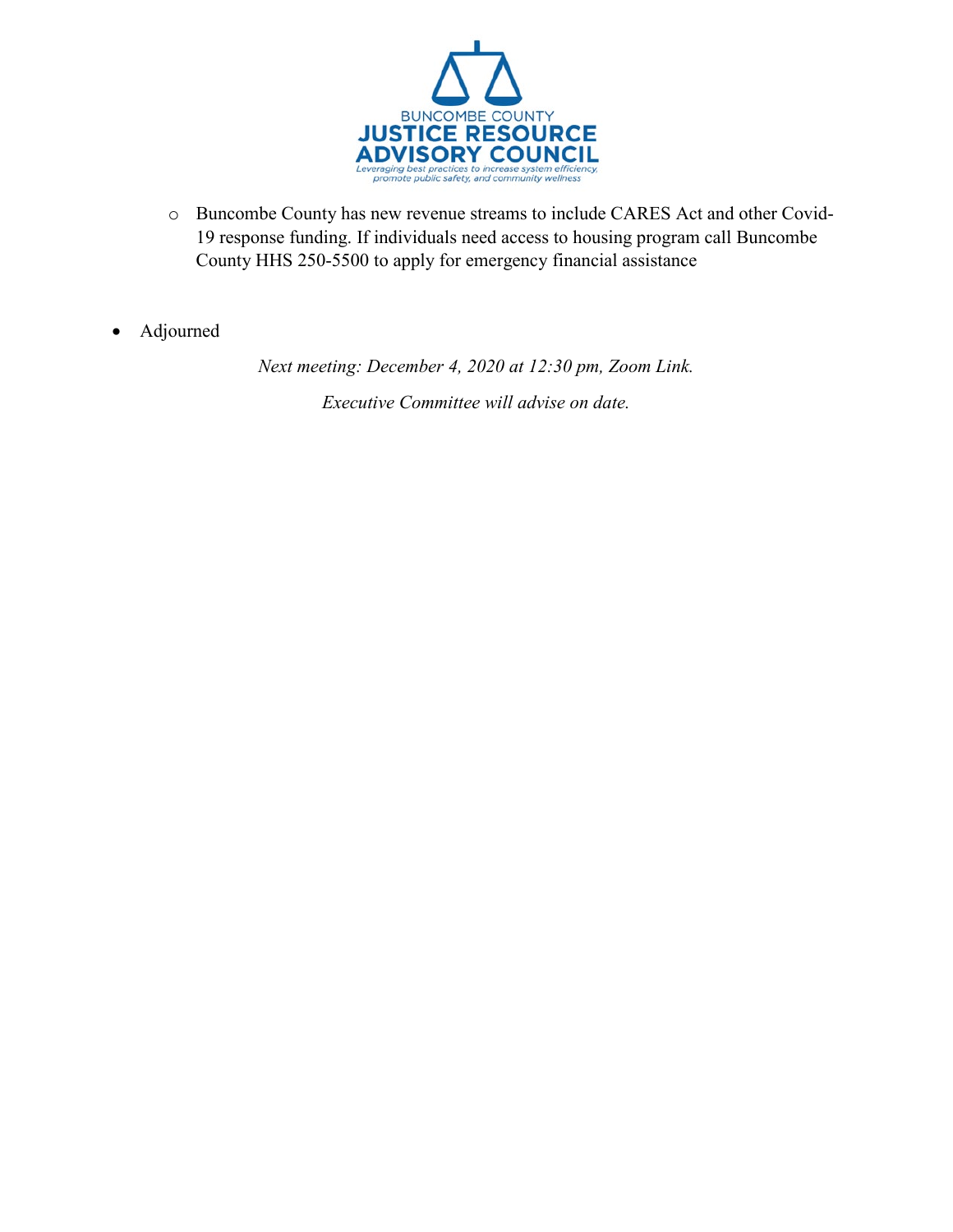BUNCOMBE COUNTY
JUSTICE RESOURCE
ADVISORY COUNCIL
*Leveraging best practices to increase system efficiency, promote public safety, and community wellness*

  - Buncombe County has new revenue streams to include CARES Act and other Covid-19 response funding. If individuals need access to housing program call Buncombe County HHS 250-5500 to apply for emergency financial assistance

- Adjourned

*Next meeting: December 4, 2020 at 12:30 pm, Zoom Link.*

*Executive Committee will advise on date.*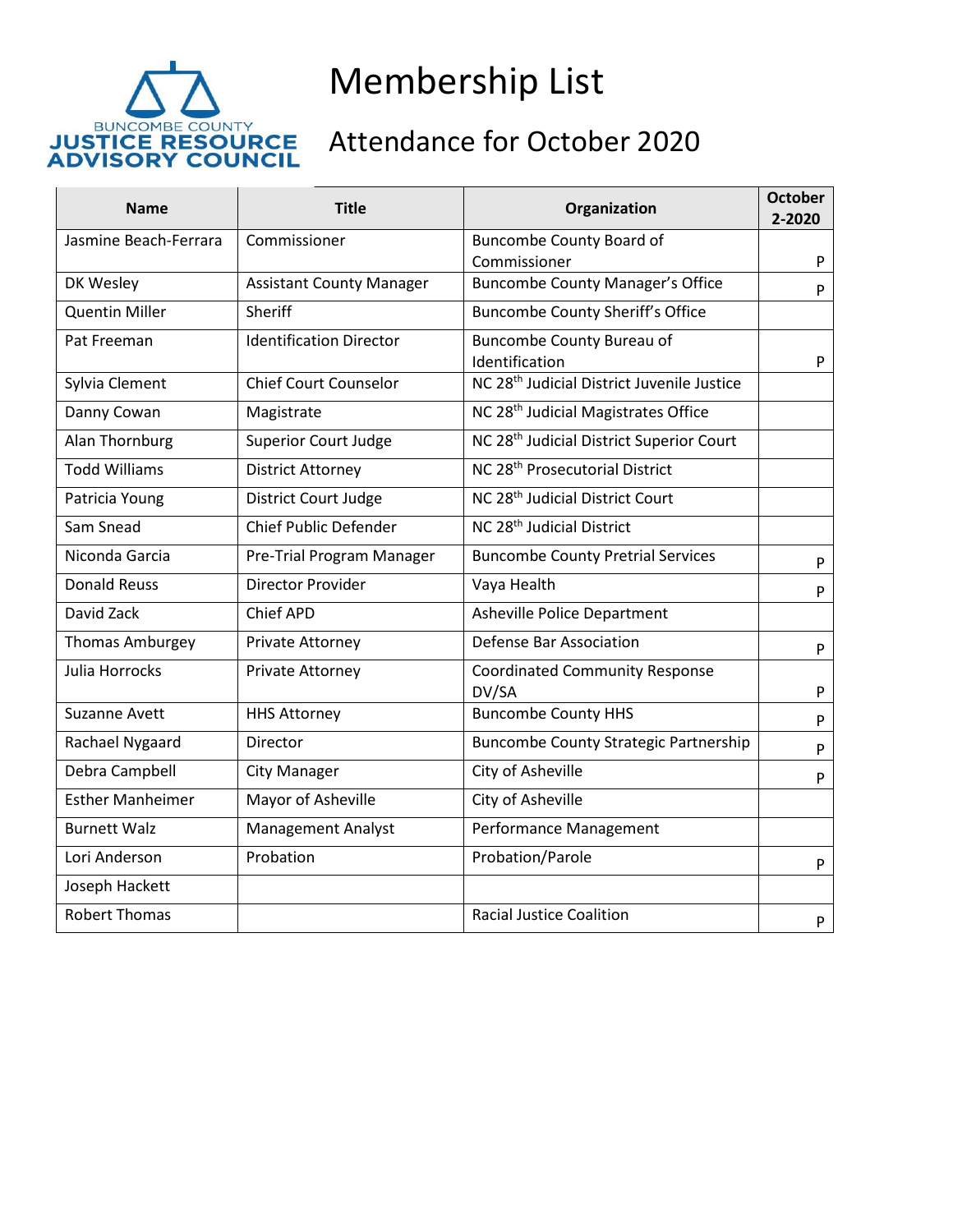BUNCOMBE COUNTY
JUSTICE RESOURCE
ADVISORY COUNCIL

# Membership List

## Attendance for October 2020

| Name | Title | Organization | October 2-2020 |
|---|---|---|---|
| Jasmine Beach-Ferrara | Commissioner | Buncombe County Board of Commissioner | P |
| DK Wesley | Assistant County Manager | Buncombe County Manager's Office | P |
| Quentin Miller | Sheriff | Buncombe County Sheriff's Office | |
| Pat Freeman | Identification Director | Buncombe County Bureau of Identification | P |
| Sylvia Clement | Chief Court Counselor | NC 28th Judicial District Juvenile Justice | |
| Danny Cowan | Magistrate | NC 28th Judicial Magistrates Office | |
| Alan Thornburg | Superior Court Judge | NC 28th Judicial District Superior Court | |
| Todd Williams | District Attorney | NC 28th Prosecutorial District | |
| Patricia Young | District Court Judge | NC 28th Judicial District Court | |
| Sam Snead | Chief Public Defender | NC 28th Judicial District | |
| Niconda Garcia | Pre-Trial Program Manager | Buncombe County Pretrial Services | P |
| Donald Reuss | Director Provider | Vaya Health | P |
| David Zack | Chief APD | Asheville Police Department | |
| Thomas Amburgey | Private Attorney | Defense Bar Association | P |
| Julia Horrocks | Private Attorney | Coordinated Community Response DV/SA | P |
| Suzanne Avett | HHS Attorney | Buncombe County HHS | P |
| Rachael Nygaard | Director | Buncombe County Strategic Partnership | P |
| Debra Campbell | City Manager | City of Asheville | P |
| Esther Manheimer | Mayor of Asheville | City of Asheville | |
| Burnett Walz | Management Analyst | Performance Management | |
| Lori Anderson | Probation | Probation/Parole | P |
| Joseph Hackett | | | |
| Robert Thomas | | Racial Justice Coalition | P |